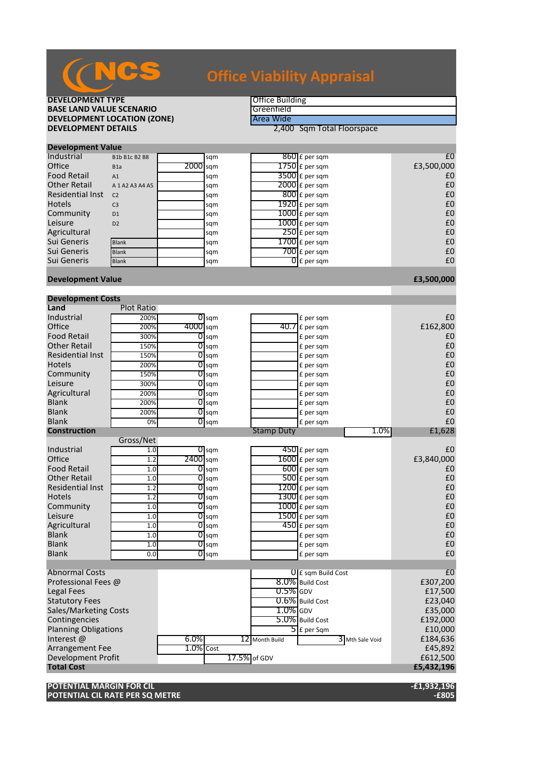# NCS Office Viability Appraisal

| | |
|---|---|
| **DEVELOPMENT TYPE** | Office Building |
| **BASE LAND VALUE SCENARIO** | Greenfield |
| **DEVELOPMENT LOCATION (ZONE)** | Area Wide |
| **DEVELOPMENT DETAILS** | 2,400 Sqm Total Floorspace |

## Development Value

| | | | | | | |
|---|---|---|---|---|---|---|
| Industrial | B1b B1c B2 B8 | | sqm | 860 | £ per sqm | £0 |
| Office | B1a | 2000 | sqm | 1750 | £ per sqm | £3,500,000 |
| Food Retail | A1 | | sqm | 3500 | £ per sqm | £0 |
| Other Retail | A 1 A2 A3 A4 A5 | | sqm | 2000 | £ per sqm | £0 |
| Residential Inst | C2 | | sqm | 800 | £ per sqm | £0 |
| Hotels | C3 | | sqm | 1920 | £ per sqm | £0 |
| Community | D1 | | sqm | 1000 | £ per sqm | £0 |
| Leisure | D2 | | sqm | 1000 | £ per sqm | £0 |
| Agricultural | | | sqm | 250 | £ per sqm | £0 |
| Sui Generis | Blank | | sqm | 1700 | £ per sqm | £0 |
| Sui Generis | Blank | | sqm | 700 | £ per sqm | £0 |
| Sui Generis | Blank | | sqm | 0 | £ per sqm | £0 |
| **Development Value** | | | | | | **£3,500,000** |

## Development Costs

| **Land** | Plot Ratio | | | | | |
|---|---|---|---|---|---|---|
| Industrial | 200% | 0 | sqm | | £ per sqm | £0 |
| Office | 200% | 4000 | sqm | 40.7 | £ per sqm | £162,800 |
| Food Retail | 300% | 0 | sqm | | £ per sqm | £0 |
| Other Retail | 150% | 0 | sqm | | £ per sqm | £0 |
| Residential Inst | 150% | 0 | sqm | | £ per sqm | £0 |
| Hotels | 200% | 0 | sqm | | £ per sqm | £0 |
| Community | 150% | 0 | sqm | | £ per sqm | £0 |
| Leisure | 300% | 0 | sqm | | £ per sqm | £0 |
| Agricultural | 200% | 0 | sqm | | £ per sqm | £0 |
| Blank | 200% | 0 | sqm | | £ per sqm | £0 |
| Blank | 200% | 0 | sqm | | £ per sqm | £0 |
| Blank | 0% | 0 | sqm | | £ per sqm | £0 |
| **Construction** | | | | Stamp Duty | 1.0% | £1,628 |
| | Gross/Net | | | | | |
| Industrial | 1.0 | 0 | sqm | 450 | £ per sqm | £0 |
| Office | 1.2 | 2400 | sqm | 1600 | £ per sqm | £3,840,000 |
| Food Retail | 1.0 | 0 | sqm | 600 | £ per sqm | £0 |
| Other Retail | 1.0 | 0 | sqm | 500 | £ per sqm | £0 |
| Residential Inst | 1.2 | 0 | sqm | 1200 | £ per sqm | £0 |
| Hotels | 1.2 | 0 | sqm | 1300 | £ per sqm | £0 |
| Community | 1.0 | 0 | sqm | 1000 | £ per sqm | £0 |
| Leisure | 1.0 | 0 | sqm | 1500 | £ per sqm | £0 |
| Agricultural | 1.0 | 0 | sqm | 450 | £ per sqm | £0 |
| Blank | 1.0 | 0 | sqm | | £ per sqm | £0 |
| Blank | 1.0 | 0 | sqm | | £ per sqm | £0 |
| Blank | 0.0 | 0 | sqm | | £ per sqm | £0 |

| | | | | | |
|---|---|---|---|---|---|
| Abnormal Costs | | | 0 | £ sqm Build Cost | £0 |
| Professional Fees @ | | | 8.0% | Build Cost | £307,200 |
| Legal Fees | | | 0.5% | GDV | £17,500 |
| Statutory Fees | | | 0.6% | Build Cost | £23,040 |
| Sales/Marketing Costs | | | 1.0% | GDV | £35,000 |
| Contingencies | | | 5.0% | Build Cost | £192,000 |
| Planning Obligations | | | 5 | £ per Sqm | £10,000 |
| Interest @ | 6.0% | 12 Month Build | 3 | Mth Sale Void | £184,636 |
| Arrangement Fee | 1.0% | Cost | | | £45,892 |
| Development Profit | | 17.5% | of GDV | | £612,500 |
| **Total Cost** | | | | | **£5,432,196** |

| | |
|---|---|
| **POTENTIAL MARGIN FOR CIL** | **-£1,932,196** |
| **POTENTIAL CIL RATE PER SQ METRE** | **-£805** |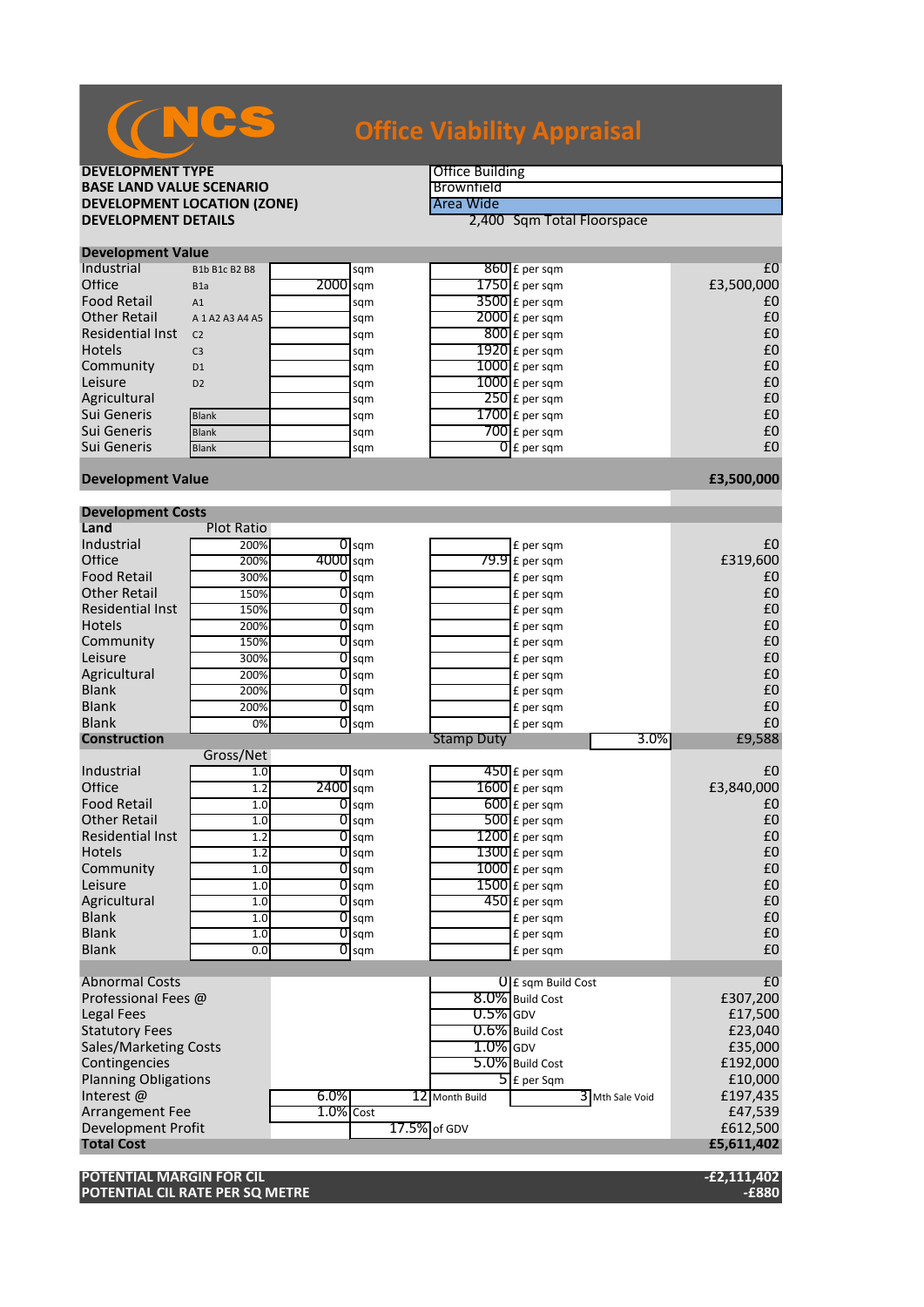# NCS Office Viability Appraisal

| | |
|---|---|
| **DEVELOPMENT TYPE** | Office Building |
| **BASE LAND VALUE SCENARIO** | Brownfield |
| **DEVELOPMENT LOCATION (ZONE)** | Area Wide |
| **DEVELOPMENT DETAILS** | 2,400 Sqm Total Floorspace |

## Development Value

| | | | | | | |
|---|---|---|---|---|---|---|
| Industrial | B1b B1c B2 B8 | | sqm | 860 | £ per sqm | £0 |
| Office | B1a | 2000 | sqm | 1750 | £ per sqm | £3,500,000 |
| Food Retail | A1 | | sqm | 3500 | £ per sqm | £0 |
| Other Retail | A 1 A2 A3 A4 A5 | | sqm | 2000 | £ per sqm | £0 |
| Residential Inst | C2 | | sqm | 800 | £ per sqm | £0 |
| Hotels | C3 | | sqm | 1920 | £ per sqm | £0 |
| Community | D1 | | sqm | 1000 | £ per sqm | £0 |
| Leisure | D2 | | sqm | 1000 | £ per sqm | £0 |
| Agricultural | | | sqm | 250 | £ per sqm | £0 |
| Sui Generis | Blank | | sqm | 1700 | £ per sqm | £0 |
| Sui Generis | Blank | | sqm | 700 | £ per sqm | £0 |
| Sui Generis | Blank | | sqm | 0 | £ per sqm | £0 |

**Development Value** **£3,500,000**

## Development Costs

### Land

| | Plot Ratio | | | | | |
|---|---|---|---|---|---|---|
| Industrial | 200% | 0 | sqm | | £ per sqm | £0 |
| Office | 200% | 4000 | sqm | 79.9 | £ per sqm | £319,600 |
| Food Retail | 300% | 0 | sqm | | £ per sqm | £0 |
| Other Retail | 150% | 0 | sqm | | £ per sqm | £0 |
| Residential Inst | 150% | 0 | sqm | | £ per sqm | £0 |
| Hotels | 200% | 0 | sqm | | £ per sqm | £0 |
| Community | 150% | 0 | sqm | | £ per sqm | £0 |
| Leisure | 300% | 0 | sqm | | £ per sqm | £0 |
| Agricultural | 200% | 0 | sqm | | £ per sqm | £0 |
| Blank | 200% | 0 | sqm | | £ per sqm | £0 |
| Blank | 200% | 0 | sqm | | £ per sqm | £0 |
| Blank | 0% | 0 | sqm | | £ per sqm | £0 |
| **Construction** | | | | Stamp Duty | 3.0% | £9,588 |

| | Gross/Net | | | | | |
|---|---|---|---|---|---|---|
| Industrial | 1.0 | 0 | sqm | 450 | £ per sqm | £0 |
| Office | 1.2 | 2400 | sqm | 1600 | £ per sqm | £3,840,000 |
| Food Retail | 1.0 | 0 | sqm | 600 | £ per sqm | £0 |
| Other Retail | 1.0 | 0 | sqm | 500 | £ per sqm | £0 |
| Residential Inst | 1.2 | 0 | sqm | 1200 | £ per sqm | £0 |
| Hotels | 1.2 | 0 | sqm | 1300 | £ per sqm | £0 |
| Community | 1.0 | 0 | sqm | 1000 | £ per sqm | £0 |
| Leisure | 1.0 | 0 | sqm | 1500 | £ per sqm | £0 |
| Agricultural | 1.0 | 0 | sqm | 450 | £ per sqm | £0 |
| Blank | 1.0 | 0 | sqm | | £ per sqm | £0 |
| Blank | 1.0 | 0 | sqm | | £ per sqm | £0 |
| Blank | 0.0 | 0 | sqm | | £ per sqm | £0 |

| | | | | |
|---|---|---|---|---|
| Abnormal Costs | | 0 | £ sqm Build Cost | £0 |
| Professional Fees @ | | 8.0% | Build Cost | £307,200 |
| Legal Fees | | 0.5% | GDV | £17,500 |
| Statutory Fees | | 0.6% | Build Cost | £23,040 |
| Sales/Marketing Costs | | 1.0% | GDV | £35,000 |
| Contingencies | | 5.0% | Build Cost | £192,000 |
| Planning Obligations | | 5 | £ per Sqm | £10,000 |
| Interest @ | 6.0% | 12 Month Build | 3 Mth Sale Void | £197,435 |
| Arrangement Fee | 1.0% Cost | | | £47,539 |
| Development Profit | | 17.5% | of GDV | £612,500 |
| **Total Cost** | | | | **£5,611,402** |

| | |
|---|---|
| **POTENTIAL MARGIN FOR CIL** | **-£2,111,402** |
| **POTENTIAL CIL RATE PER SQ METRE** | **-£880** |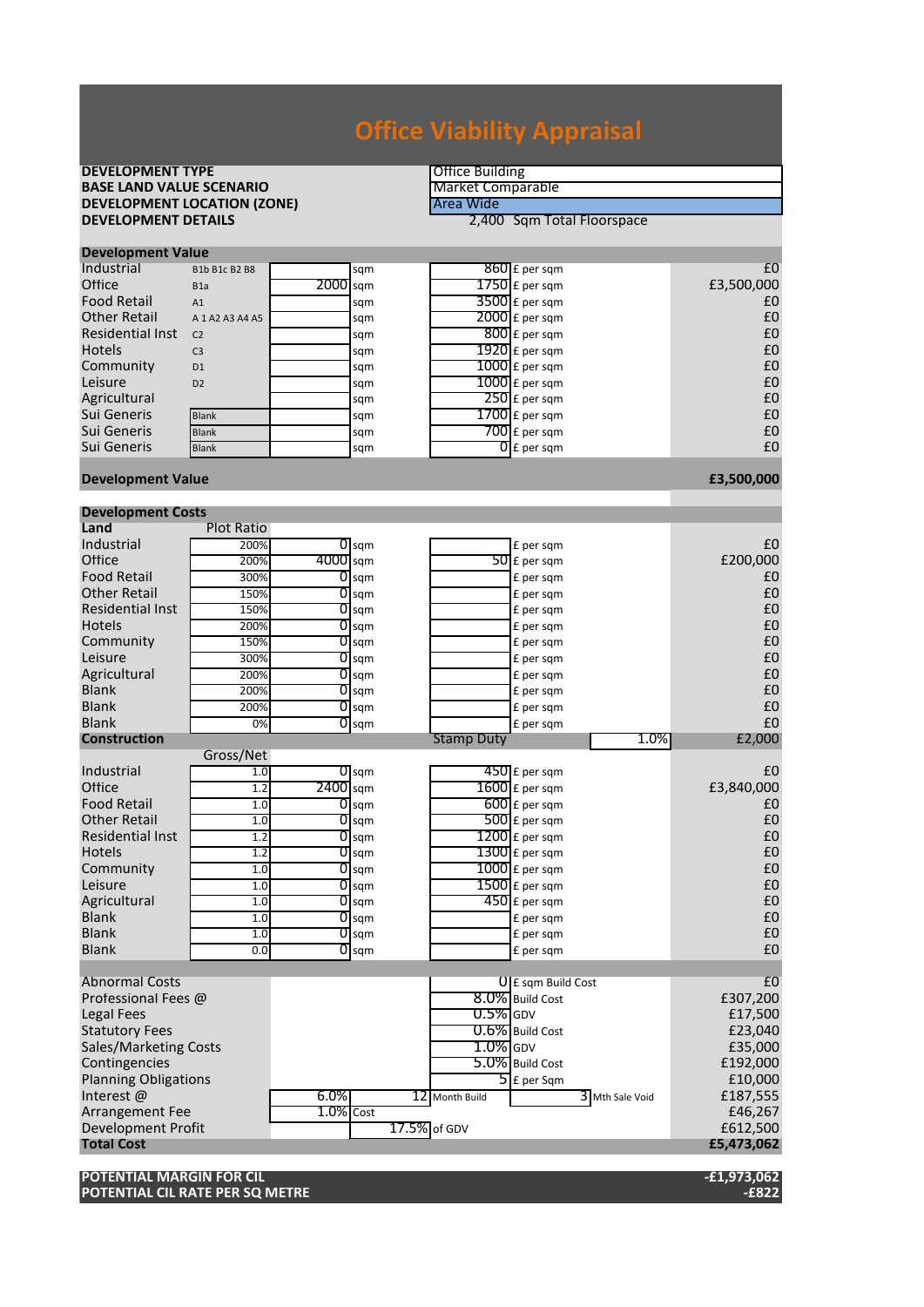# Office Viability Appraisal

| | |
|---|---|
| **DEVELOPMENT TYPE** | Office Building |
| **BASE LAND VALUE SCENARIO** | Market Comparable |
| **DEVELOPMENT LOCATION (ZONE)** | Area Wide |
| **DEVELOPMENT DETAILS** | 2,400 Sqm Total Floorspace |

## Development Value

| | | | | | | |
|---|---|---|---|---|---|---|
| Industrial | B1b B1c B2 B8 | | sqm | 860 | £ per sqm | £0 |
| Office | B1a | 2000 | sqm | 1750 | £ per sqm | £3,500,000 |
| Food Retail | A1 | | sqm | 3500 | £ per sqm | £0 |
| Other Retail | A 1 A2 A3 A4 A5 | | sqm | 2000 | £ per sqm | £0 |
| Residential Inst | C2 | | sqm | 800 | £ per sqm | £0 |
| Hotels | C3 | | sqm | 1920 | £ per sqm | £0 |
| Community | D1 | | sqm | 1000 | £ per sqm | £0 |
| Leisure | D2 | | sqm | 1000 | £ per sqm | £0 |
| Agricultural | | | sqm | 250 | £ per sqm | £0 |
| Sui Generis | Blank | | sqm | 1700 | £ per sqm | £0 |
| Sui Generis | Blank | | sqm | 700 | £ per sqm | £0 |
| Sui Generis | Blank | | sqm | 0 | £ per sqm | £0 |

**Development Value** **£3,500,000**

## Development Costs

| **Land** | Plot Ratio | | | | | |
|---|---|---|---|---|---|---|
| Industrial | 200% | 0 | sqm | | £ per sqm | £0 |
| Office | 200% | 4000 | sqm | 50 | £ per sqm | £200,000 |
| Food Retail | 300% | 0 | sqm | | £ per sqm | £0 |
| Other Retail | 150% | 0 | sqm | | £ per sqm | £0 |
| Residential Inst | 150% | 0 | sqm | | £ per sqm | £0 |
| Hotels | 200% | 0 | sqm | | £ per sqm | £0 |
| Community | 150% | 0 | sqm | | £ per sqm | £0 |
| Leisure | 300% | 0 | sqm | | £ per sqm | £0 |
| Agricultural | 200% | 0 | sqm | | £ per sqm | £0 |
| Blank | 200% | 0 | sqm | | £ per sqm | £0 |
| Blank | 200% | 0 | sqm | | £ per sqm | £0 |
| Blank | 0% | 0 | sqm | | £ per sqm | £0 |
| **Construction** | | | | Stamp Duty | 1.0% | £2,000 |

| | Gross/Net | | | | | |
|---|---|---|---|---|---|---|
| Industrial | 1.0 | 0 | sqm | 450 | £ per sqm | £0 |
| Office | 1.2 | 2400 | sqm | 1600 | £ per sqm | £3,840,000 |
| Food Retail | 1.0 | 0 | sqm | 600 | £ per sqm | £0 |
| Other Retail | 1.0 | 0 | sqm | 500 | £ per sqm | £0 |
| Residential Inst | 1.2 | 0 | sqm | 1200 | £ per sqm | £0 |
| Hotels | 1.2 | 0 | sqm | 1300 | £ per sqm | £0 |
| Community | 1.0 | 0 | sqm | 1000 | £ per sqm | £0 |
| Leisure | 1.0 | 0 | sqm | 1500 | £ per sqm | £0 |
| Agricultural | 1.0 | 0 | sqm | 450 | £ per sqm | £0 |
| Blank | 1.0 | 0 | sqm | | £ per sqm | £0 |
| Blank | 1.0 | 0 | sqm | | £ per sqm | £0 |
| Blank | 0.0 | 0 | sqm | | £ per sqm | £0 |

| | | | | | | |
|---|---|---|---|---|---|---|
| Abnormal Costs | | | 0 | £ sqm Build Cost | | £0 |
| Professional Fees @ | | | 8.0% | Build Cost | | £307,200 |
| Legal Fees | | | 0.5% | GDV | | £17,500 |
| Statutory Fees | | | 0.6% | Build Cost | | £23,040 |
| Sales/Marketing Costs | | | 1.0% | GDV | | £35,000 |
| Contingencies | | | 5.0% | Build Cost | | £192,000 |
| Planning Obligations | | | 5 | £ per Sqm | | £10,000 |
| Interest @ | 6.0% | | 12 | Month Build | 3 Mth Sale Void | £187,555 |
| Arrangement Fee | 1.0% | Cost | | | | £46,267 |
| Development Profit | | 17.5% | of GDV | | | £612,500 |
| **Total Cost** | | | | | | **£5,473,062** |

| | |
|---|---|
| **POTENTIAL MARGIN FOR CIL** | **-£1,973,062** |
| **POTENTIAL CIL RATE PER SQ METRE** | **-£822** |